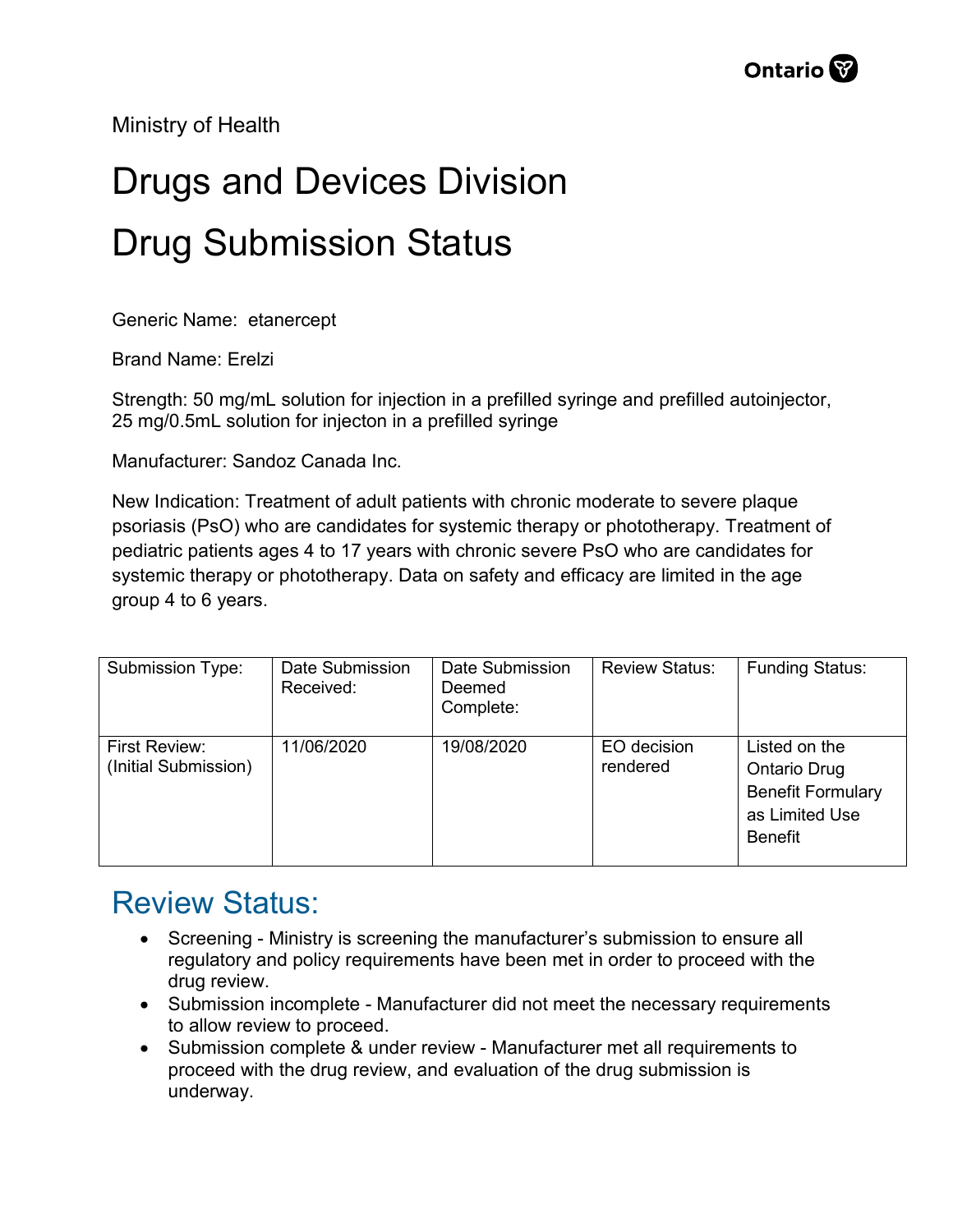Ministry of Health

# Drugs and Devices Division

# Drug Submission Status

Generic Name: etanercept

Brand Name: Erelzi

Strength: 50 mg/mL solution for injection in a prefilled syringe and prefilled autoinjector, 25 mg/0.5mL solution for injecton in a prefilled syringe

Manufacturer: Sandoz Canada Inc.

New Indication: Treatment of adult patients with chronic moderate to severe plaque psoriasis (PsO) who are candidates for systemic therapy or phototherapy. Treatment of pediatric patients ages 4 to 17 years with chronic severe PsO who are candidates for systemic therapy or phototherapy. Data on safety and efficacy are limited in the age group 4 to 6 years.

| Submission Type: | Date Submission Received: | Date Submission Deemed Complete: | Review Status: | Funding Status: |
|---|---|---|---|---|
| First Review: (Initial Submission) | 11/06/2020 | 19/08/2020 | EO decision rendered | Listed on the Ontario Drug Benefit Formulary as Limited Use Benefit |

## Review Status:

- Screening - Ministry is screening the manufacturer's submission to ensure all regulatory and policy requirements have been met in order to proceed with the drug review.
- Submission incomplete - Manufacturer did not meet the necessary requirements to allow review to proceed.
- Submission complete & under review - Manufacturer met all requirements to proceed with the drug review, and evaluation of the drug submission is underway.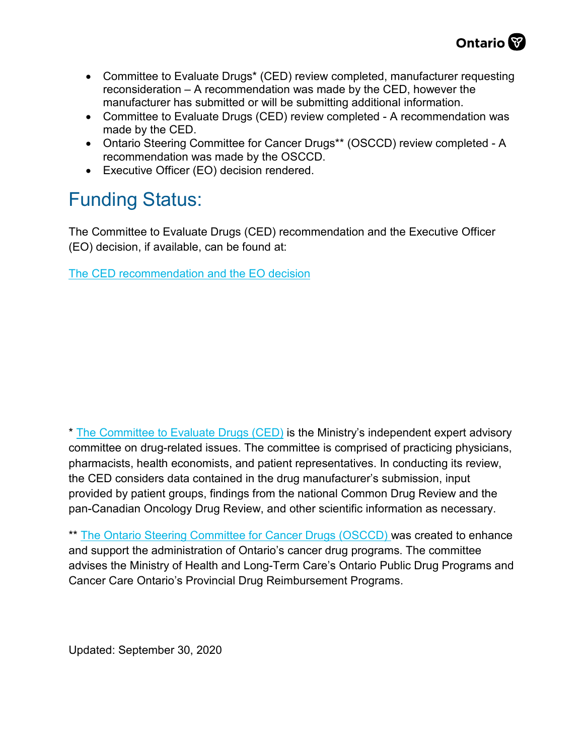- Committee to Evaluate Drugs* (CED) review completed, manufacturer requesting reconsideration – A recommendation was made by the CED, however the manufacturer has submitted or will be submitting additional information.
- Committee to Evaluate Drugs (CED) review completed - A recommendation was made by the CED.
- Ontario Steering Committee for Cancer Drugs** (OSCCD) review completed - A recommendation was made by the OSCCD.
- Executive Officer (EO) decision rendered.

# Funding Status:

The Committee to Evaluate Drugs (CED) recommendation and the Executive Officer (EO) decision, if available, can be found at:

The CED recommendation and the EO decision

* The Committee to Evaluate Drugs (CED) is the Ministry's independent expert advisory committee on drug-related issues. The committee is comprised of practicing physicians, pharmacists, health economists, and patient representatives. In conducting its review, the CED considers data contained in the drug manufacturer's submission, input provided by patient groups, findings from the national Common Drug Review and the pan-Canadian Oncology Drug Review, and other scientific information as necessary.

** The Ontario Steering Committee for Cancer Drugs (OSCCD) was created to enhance and support the administration of Ontario's cancer drug programs. The committee advises the Ministry of Health and Long-Term Care's Ontario Public Drug Programs and Cancer Care Ontario's Provincial Drug Reimbursement Programs.

Updated: September 30, 2020